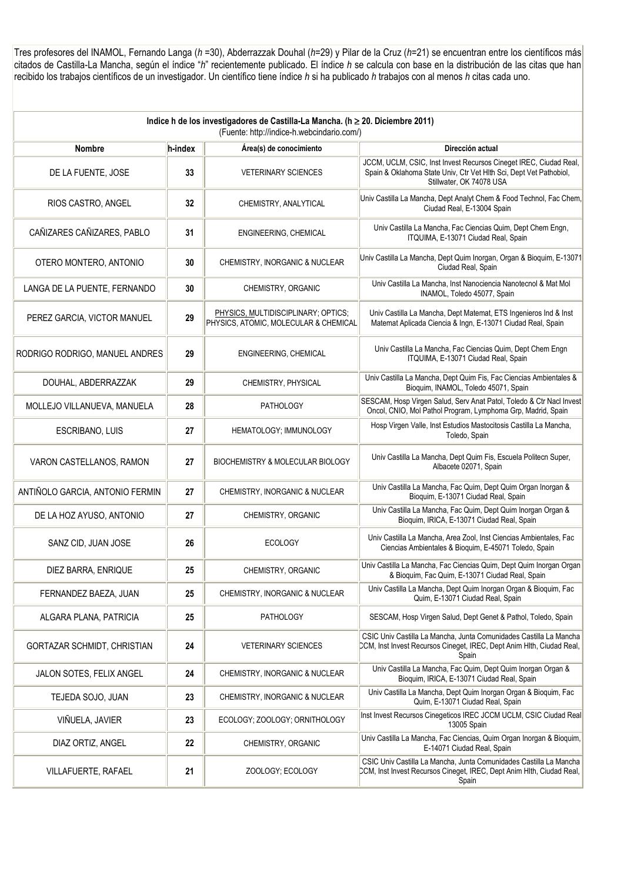Tres profesores del INAMOL, Fernando Langa (*h* =30), Abderrazzak Douhal (*h*=29) y Pilar de la Cruz (*h*=21) se encuentran entre los científicos más citados de Castilla-La Mancha, según el índice "*h*" recientemente publicado. El índice *h* se calcula con base en la distribución de las citas que han recibido los trabajos científicos de un investigador. Un científico tiene índice *h* si ha publicado *h* trabajos con al menos *h* citas cada uno.

**Indice h de los investigadores de Castilla-La Mancha. (h ≥ 20. Diciembre 2011)**
(Fuente: http://indice-h.webcindario.com/)

| Nombre | h-index | Área(s) de conocimiento | Dirección actual |
|---|---|---|---|
| DE LA FUENTE, JOSE | 33 | VETERINARY SCIENCES | JCCM, UCLM, CSIC, Inst Invest Recursos Cineget IREC, Ciudad Real, Spain & Oklahoma State Univ, Ctr Vet Hlth Sci, Dept Vet Pathobiol, Stillwater, OK 74078 USA |
| RIOS CASTRO, ANGEL | 32 | CHEMISTRY, ANALYTICAL | Univ Castilla La Mancha, Dept Analyt Chem & Food Technol, Fac Chem, Ciudad Real, E-13004 Spain |
| CAÑIZARES CAÑIZARES, PABLO | 31 | ENGINEERING, CHEMICAL | Univ Castilla La Mancha, Fac Ciencias Quim, Dept Chem Engn, ITQUIMA, E-13071 Ciudad Real, Spain |
| OTERO MONTERO, ANTONIO | 30 | CHEMISTRY, INORGANIC & NUCLEAR | Univ Castilla La Mancha, Dept Quim Inorgan, Organ & Bioquim, E-13071 Ciudad Real, Spain |
| LANGA DE LA PUENTE, FERNANDO | 30 | CHEMISTRY, ORGANIC | Univ Castilla La Mancha, Inst Nanociencia Nanotecnol & Mat Mol INAMOL, Toledo 45077, Spain |
| PEREZ GARCIA, VICTOR MANUEL | 29 | PHYSICS, MULTIDISCIPLINARY; OPTICS; PHYSICS, ATOMIC, MOLECULAR & CHEMICAL | Univ Castilla La Mancha, Dept Matemat, ETS Ingenieros Ind & Inst Matemat Aplicada Ciencia & Ingn, E-13071 Ciudad Real, Spain |
| RODRIGO RODRIGO, MANUEL ANDRES | 29 | ENGINEERING, CHEMICAL | Univ Castilla La Mancha, Fac Ciencias Quim, Dept Chem Engn ITQUIMA, E-13071 Ciudad Real, Spain |
| DOUHAL, ABDERRAZZAK | 29 | CHEMISTRY, PHYSICAL | Univ Castilla La Mancha, Dept Quim Fis, Fac Ciencias Ambientales & Bioquim, INAMOL, Toledo 45071, Spain |
| MOLLEJO VILLANUEVA, MANUELA | 28 | PATHOLOGY | SESCAM, Hosp Virgen Salud, Serv Anat Patol, Toledo & Ctr Nacl Invest Oncol, CNIO, Mol Pathol Program, Lymphoma Grp, Madrid, Spain |
| ESCRIBANO, LUIS | 27 | HEMATOLOGY; IMMUNOLOGY | Hosp Virgen Valle, Inst Estudios Mastocitosis Castilla La Mancha, Toledo, Spain |
| VARON CASTELLANOS, RAMON | 27 | BIOCHEMISTRY & MOLECULAR BIOLOGY | Univ Castilla La Mancha, Dept Quim Fis, Escuela Politecn Super, Albacete 02071, Spain |
| ANTIÑOLO GARCIA, ANTONIO FERMIN | 27 | CHEMISTRY, INORGANIC & NUCLEAR | Univ Castilla La Mancha, Fac Quim, Dept Quim Organ Inorgan & Bioquim, E-13071 Ciudad Real, Spain |
| DE LA HOZ AYUSO, ANTONIO | 27 | CHEMISTRY, ORGANIC | Univ Castilla La Mancha, Fac Quim, Dept Quim Inorgan Organ & Bioquim, IRICA, E-13071 Ciudad Real, Spain |
| SANZ CID, JUAN JOSE | 26 | ECOLOGY | Univ Castilla La Mancha, Area Zool, Inst Ciencias Ambientales, Fac Ciencias Ambientales & Bioquim, E-45071 Toledo, Spain |
| DIEZ BARRA, ENRIQUE | 25 | CHEMISTRY, ORGANIC | Univ Castilla La Mancha, Fac Ciencias Quim, Dept Quim Inorgan Organ & Bioquim, Fac Quim, E-13071 Ciudad Real, Spain |
| FERNANDEZ BAEZA, JUAN | 25 | CHEMISTRY, INORGANIC & NUCLEAR | Univ Castilla La Mancha, Dept Quim Inorgan Organ & Bioquim, Fac Quim, E-13071 Ciudad Real, Spain |
| ALGARA PLANA, PATRICIA | 25 | PATHOLOGY | SESCAM, Hosp Virgen Salud, Dept Genet & Pathol, Toledo, Spain |
| GORTAZAR SCHMIDT, CHRISTIAN | 24 | VETERINARY SCIENCES | CSIC Univ Castilla La Mancha, Junta Comunidades Castilla La Mancha CCM, Inst Invest Recursos Cineget, IREC, Dept Anim Hlth, Ciudad Real, Spain |
| JALON SOTES, FELIX ANGEL | 24 | CHEMISTRY, INORGANIC & NUCLEAR | Univ Castilla La Mancha, Fac Quim, Dept Quim Inorgan Organ & Bioquim, IRICA, E-13071 Ciudad Real, Spain |
| TEJEDA SOJO, JUAN | 23 | CHEMISTRY, INORGANIC & NUCLEAR | Univ Castilla La Mancha, Dept Quim Inorgan Organ & Bioquim, Fac Quim, E-13071 Ciudad Real, Spain |
| VIÑUELA, JAVIER | 23 | ECOLOGY; ZOOLOGY; ORNITHOLOGY | Inst Invest Recursos Cinegeticos IREC JCCM UCLM, CSIC Ciudad Real 13005 Spain |
| DIAZ ORTIZ, ANGEL | 22 | CHEMISTRY, ORGANIC | Univ Castilla La Mancha, Fac Ciencias, Quim Organ Inorgan & Bioquim, E-14071 Ciudad Real, Spain |
| VILLAFUERTE, RAFAEL | 21 | ZOOLOGY; ECOLOGY | CSIC Univ Castilla La Mancha, Junta Comunidades Castilla La Mancha CCM, Inst Invest Recursos Cineget, IREC, Dept Anim Hlth, Ciudad Real, Spain |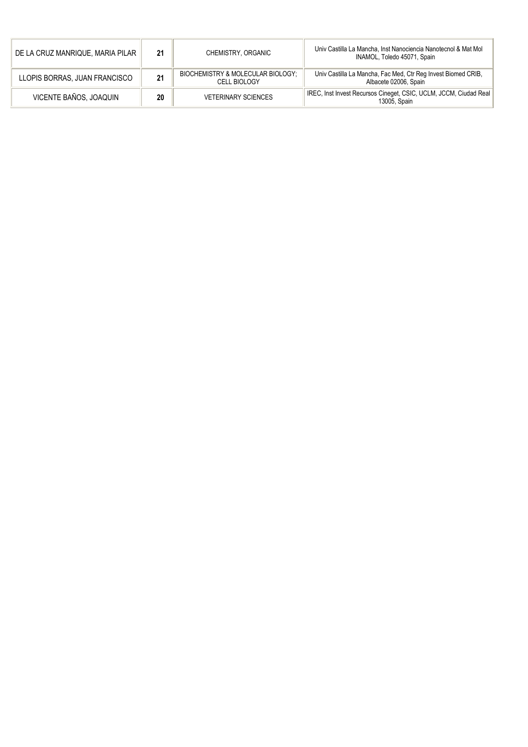| | | | |
|---|---|---|---|
| DE LA CRUZ MANRIQUE, MARIA PILAR | 21 | CHEMISTRY, ORGANIC | Univ Castilla La Mancha, Inst Nanociencia Nanotecnol & Mat Mol INAMOL, Toledo 45071, Spain |
| LLOPIS BORRAS, JUAN FRANCISCO | 21 | BIOCHEMISTRY & MOLECULAR BIOLOGY; CELL BIOLOGY | Univ Castilla La Mancha, Fac Med, Ctr Reg Invest Biomed CRIB, Albacete 02006, Spain |
| VICENTE BAÑOS, JOAQUIN | 20 | VETERINARY SCIENCES | IREC, Inst Invest Recursos Cineget, CSIC, UCLM, JCCM, Ciudad Real 13005, Spain |